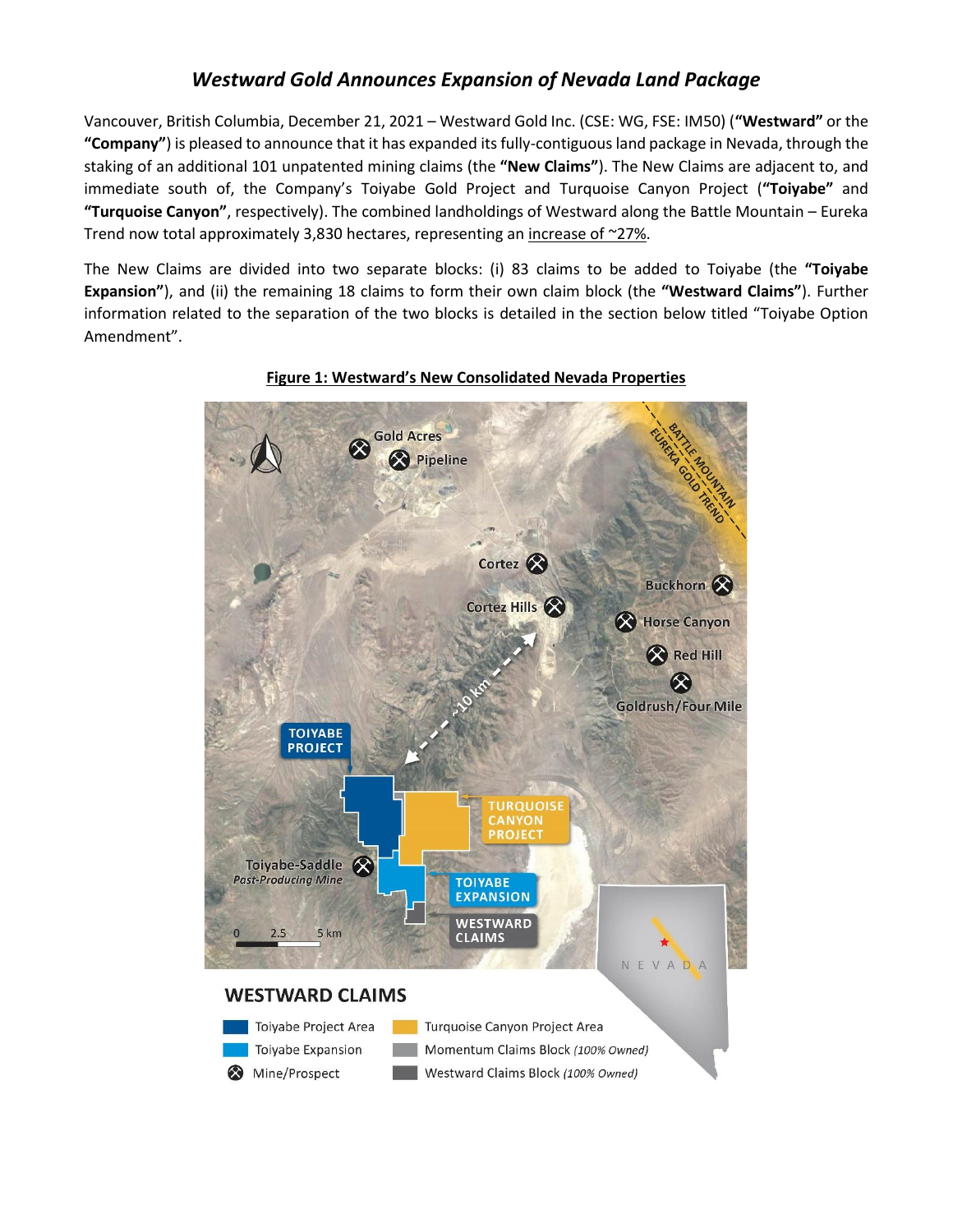# *Westward Gold Announces Expansion of Nevada Land Package*

Vancouver, British Columbia, December 21, 2021 – Westward Gold Inc. (CSE: WG, FSE: IM50) (**"Westward"** or the **"Company"**) is pleased to announce that it has expanded its fully-contiguous land package in Nevada, through the staking of an additional 101 unpatented mining claims (the **"New Claims"**). The New Claims are adjacent to, and immediate south of, the Company's Toiyabe Gold Project and Turquoise Canyon Project (**"Toiyabe"** and **"Turquoise Canyon"**, respectively). The combined landholdings of Westward along the Battle Mountain – Eureka Trend now total approximately 3,830 hectares, representing an increase of ~27%.

The New Claims are divided into two separate blocks: (i) 83 claims to be added to Toiyabe (the **"Toiyabe Expansion"**), and (ii) the remaining 18 claims to form their own claim block (the **"Westward Claims"**). Further information related to the separation of the two blocks is detailed in the section below titled "Toiyabe Option Amendment".

**Figure 1: Westward's New Consolidated Nevada Properties**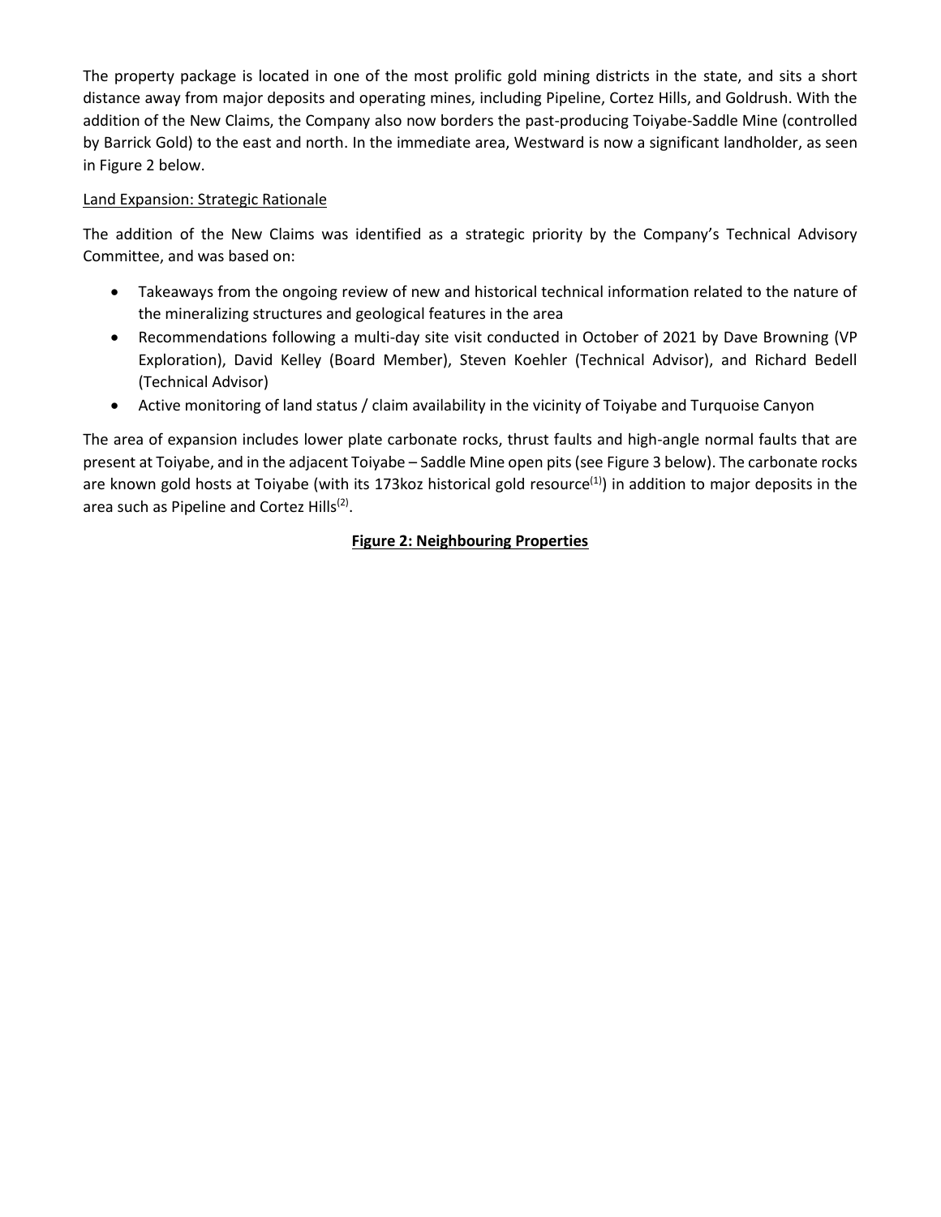The property package is located in one of the most prolific gold mining districts in the state, and sits a short distance away from major deposits and operating mines, including Pipeline, Cortez Hills, and Goldrush. With the addition of the New Claims, the Company also now borders the past-producing Toiyabe-Saddle Mine (controlled by Barrick Gold) to the east and north. In the immediate area, Westward is now a significant landholder, as seen in Figure 2 below.

Land Expansion: Strategic Rationale

The addition of the New Claims was identified as a strategic priority by the Company's Technical Advisory Committee, and was based on:

- Takeaways from the ongoing review of new and historical technical information related to the nature of the mineralizing structures and geological features in the area
- Recommendations following a multi-day site visit conducted in October of 2021 by Dave Browning (VP Exploration), David Kelley (Board Member), Steven Koehler (Technical Advisor), and Richard Bedell (Technical Advisor)
- Active monitoring of land status / claim availability in the vicinity of Toiyabe and Turquoise Canyon

The area of expansion includes lower plate carbonate rocks, thrust faults and high-angle normal faults that are present at Toiyabe, and in the adjacent Toiyabe – Saddle Mine open pits (see Figure 3 below). The carbonate rocks are known gold hosts at Toiyabe (with its 173koz historical gold resource(1)) in addition to major deposits in the area such as Pipeline and Cortez Hills(2).

**Figure 2: Neighbouring Properties**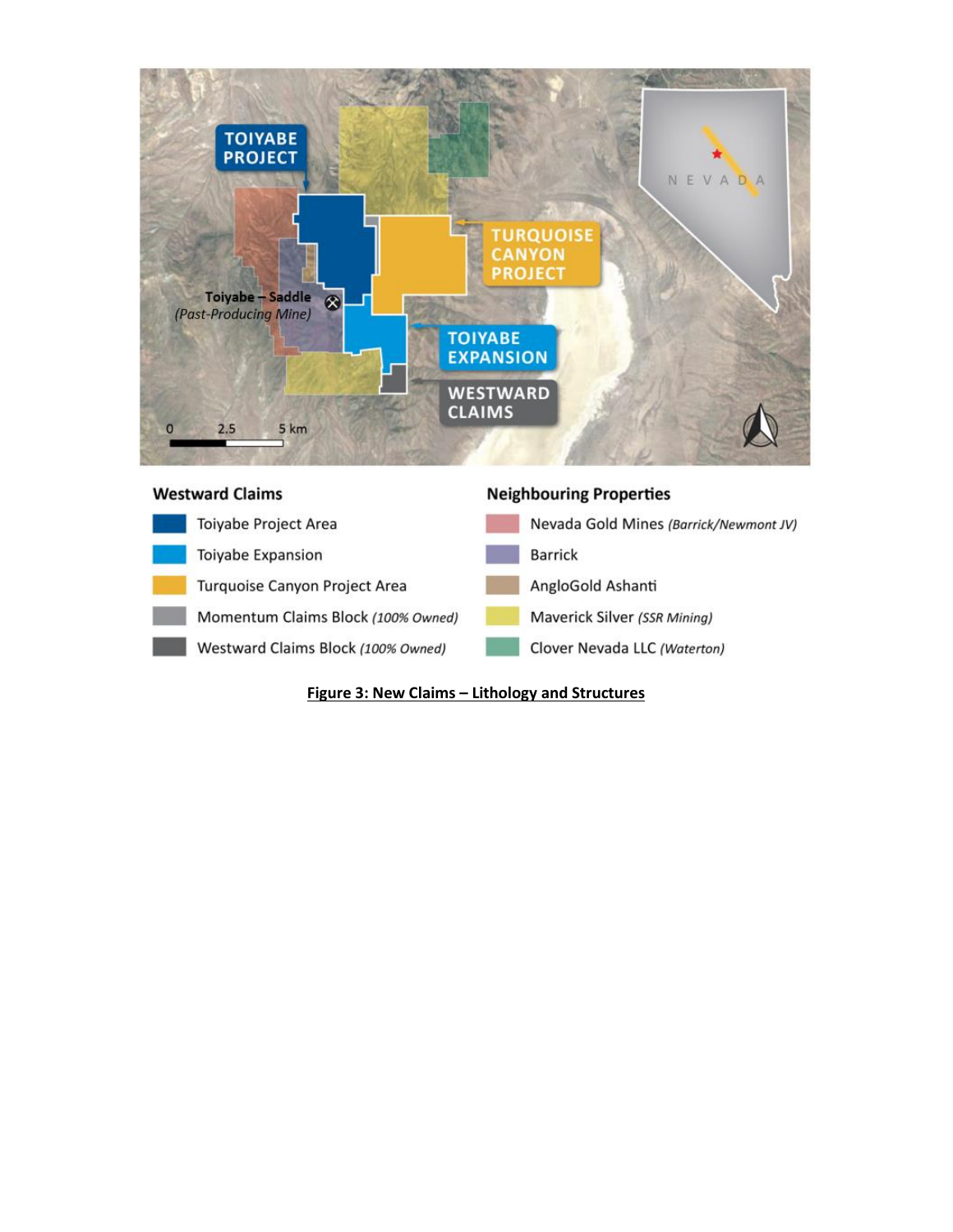TOIYABE PROJECT

TURQUOISE CANYON PROJECT

Toiyabe – Saddle
*(Past-Producing Mine)*

TOIYABE EXPANSION

WESTWARD CLAIMS

NEVADA

0 2.5 5 km

**Westward Claims**

- Toiyabe Project Area
- Toiyabe Expansion
- Turquoise Canyon Project Area
- Momentum Claims Block *(100% Owned)*
- Westward Claims Block *(100% Owned)*

**Neighbouring Properties**

- Nevada Gold Mines *(Barrick/Newmont JV)*
- Barrick
- AngloGold Ashanti
- Maverick Silver *(SSR Mining)*
- Clover Nevada LLC *(Waterton)*

**Figure 3: New Claims – Lithology and Structures**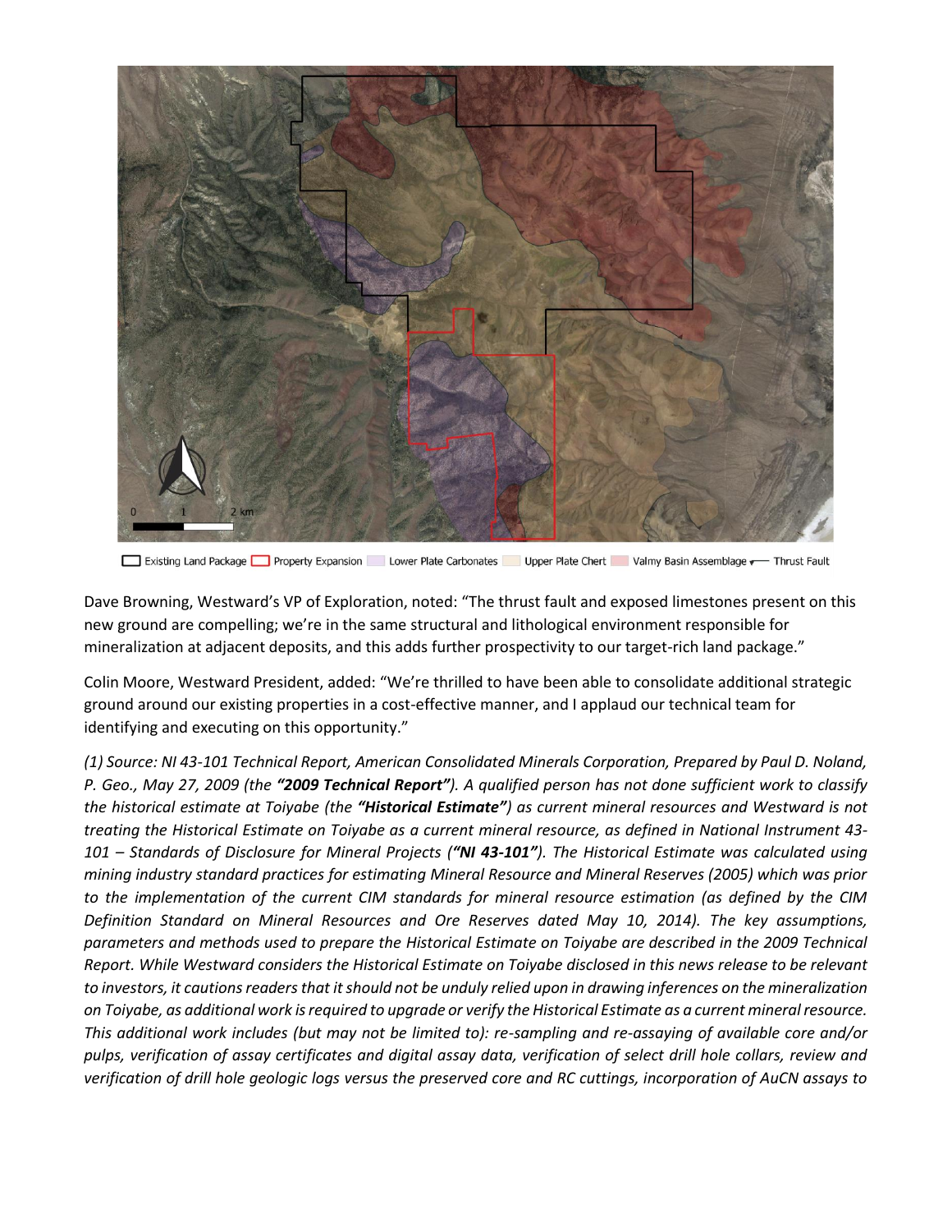Existing Land Package | Property Expansion | Lower Plate Carbonates | Upper Plate Chert | Valmy Basin Assemblage | Thrust Fault

Dave Browning, Westward's VP of Exploration, noted: "The thrust fault and exposed limestones present on this new ground are compelling; we're in the same structural and lithological environment responsible for mineralization at adjacent deposits, and this adds further prospectivity to our target-rich land package."

Colin Moore, Westward President, added: "We're thrilled to have been able to consolidate additional strategic ground around our existing properties in a cost-effective manner, and I applaud our technical team for identifying and executing on this opportunity."

*(1) Source: NI 43-101 Technical Report, American Consolidated Minerals Corporation, Prepared by Paul D. Noland, P. Geo., May 27, 2009 (the **"2009 Technical Report"**). A qualified person has not done sufficient work to classify the historical estimate at Toiyabe (the **"Historical Estimate"**) as current mineral resources and Westward is not treating the Historical Estimate on Toiyabe as a current mineral resource, as defined in National Instrument 43-101 – Standards of Disclosure for Mineral Projects (**"NI 43-101"**). The Historical Estimate was calculated using mining industry standard practices for estimating Mineral Resource and Mineral Reserves (2005) which was prior to the implementation of the current CIM standards for mineral resource estimation (as defined by the CIM Definition Standard on Mineral Resources and Ore Reserves dated May 10, 2014). The key assumptions, parameters and methods used to prepare the Historical Estimate on Toiyabe are described in the 2009 Technical Report. While Westward considers the Historical Estimate on Toiyabe disclosed in this news release to be relevant to investors, it cautions readers that it should not be unduly relied upon in drawing inferences on the mineralization on Toiyabe, as additional work is required to upgrade or verify the Historical Estimate as a current mineral resource. This additional work includes (but may not be limited to): re-sampling and re-assaying of available core and/or pulps, verification of assay certificates and digital assay data, verification of select drill hole collars, review and verification of drill hole geologic logs versus the preserved core and RC cuttings, incorporation of AuCN assays to*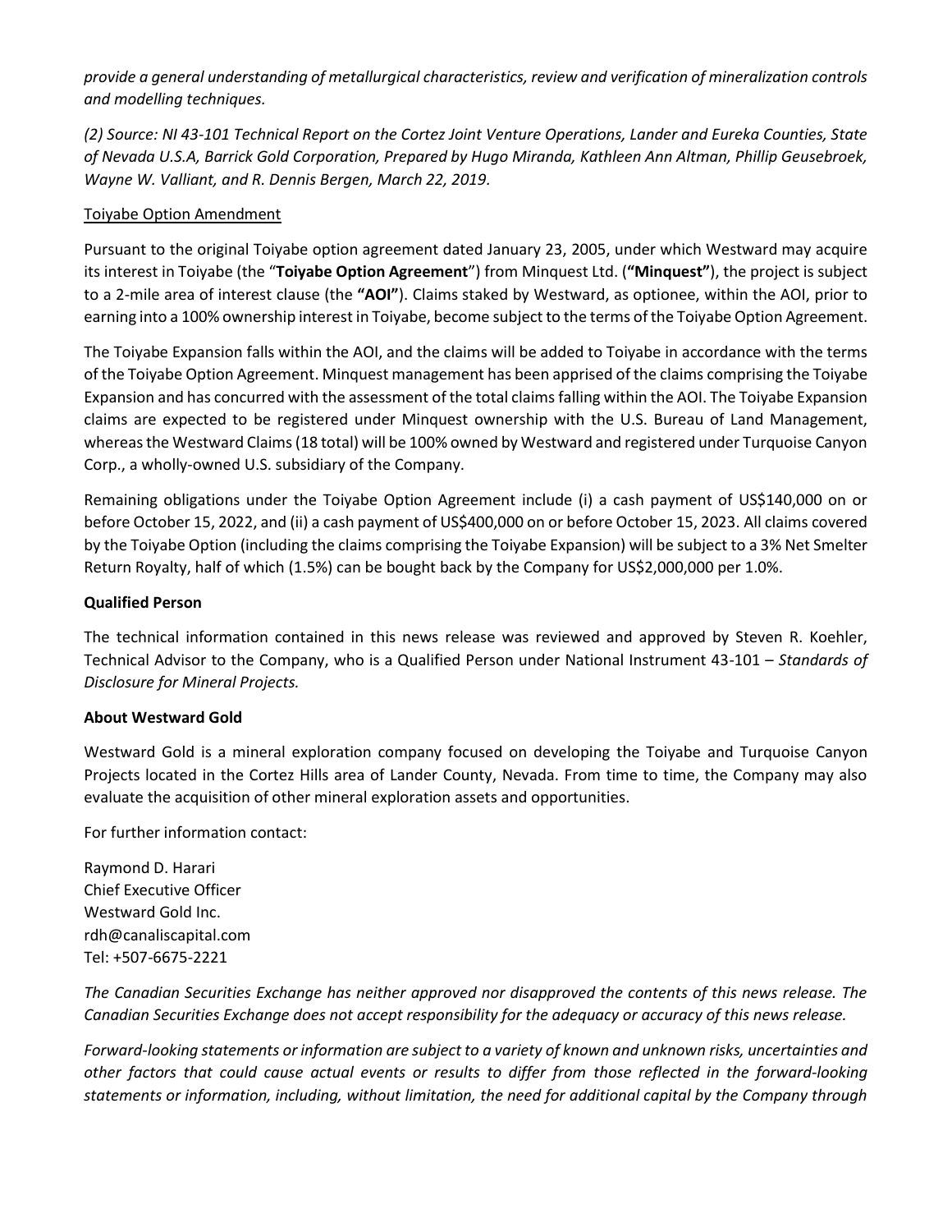*provide a general understanding of metallurgical characteristics, review and verification of mineralization controls and modelling techniques.*

*(2) Source: NI 43-101 Technical Report on the Cortez Joint Venture Operations, Lander and Eureka Counties, State of Nevada U.S.A, Barrick Gold Corporation, Prepared by Hugo Miranda, Kathleen Ann Altman, Phillip Geusebroek, Wayne W. Valliant, and R. Dennis Bergen, March 22, 2019.*

Toiyabe Option Amendment

Pursuant to the original Toiyabe option agreement dated January 23, 2005, under which Westward may acquire its interest in Toiyabe (the "**Toiyabe Option Agreement**") from Minquest Ltd. (**"Minquest"**), the project is subject to a 2-mile area of interest clause (the **"AOI"**). Claims staked by Westward, as optionee, within the AOI, prior to earning into a 100% ownership interest in Toiyabe, become subject to the terms of the Toiyabe Option Agreement.

The Toiyabe Expansion falls within the AOI, and the claims will be added to Toiyabe in accordance with the terms of the Toiyabe Option Agreement. Minquest management has been apprised of the claims comprising the Toiyabe Expansion and has concurred with the assessment of the total claims falling within the AOI. The Toiyabe Expansion claims are expected to be registered under Minquest ownership with the U.S. Bureau of Land Management, whereas the Westward Claims (18 total) will be 100% owned by Westward and registered under Turquoise Canyon Corp., a wholly-owned U.S. subsidiary of the Company.

Remaining obligations under the Toiyabe Option Agreement include (i) a cash payment of US$140,000 on or before October 15, 2022, and (ii) a cash payment of US$400,000 on or before October 15, 2023. All claims covered by the Toiyabe Option (including the claims comprising the Toiyabe Expansion) will be subject to a 3% Net Smelter Return Royalty, half of which (1.5%) can be bought back by the Company for US$2,000,000 per 1.0%.

**Qualified Person**

The technical information contained in this news release was reviewed and approved by Steven R. Koehler, Technical Advisor to the Company, who is a Qualified Person under National Instrument 43-101 – *Standards of Disclosure for Mineral Projects.*

**About Westward Gold**

Westward Gold is a mineral exploration company focused on developing the Toiyabe and Turquoise Canyon Projects located in the Cortez Hills area of Lander County, Nevada. From time to time, the Company may also evaluate the acquisition of other mineral exploration assets and opportunities.

For further information contact:

Raymond D. Harari
Chief Executive Officer
Westward Gold Inc.
rdh@canaliscapital.com
Tel: +507-6675-2221

*The Canadian Securities Exchange has neither approved nor disapproved the contents of this news release. The Canadian Securities Exchange does not accept responsibility for the adequacy or accuracy of this news release.*

*Forward-looking statements or information are subject to a variety of known and unknown risks, uncertainties and other factors that could cause actual events or results to differ from those reflected in the forward-looking statements or information, including, without limitation, the need for additional capital by the Company through*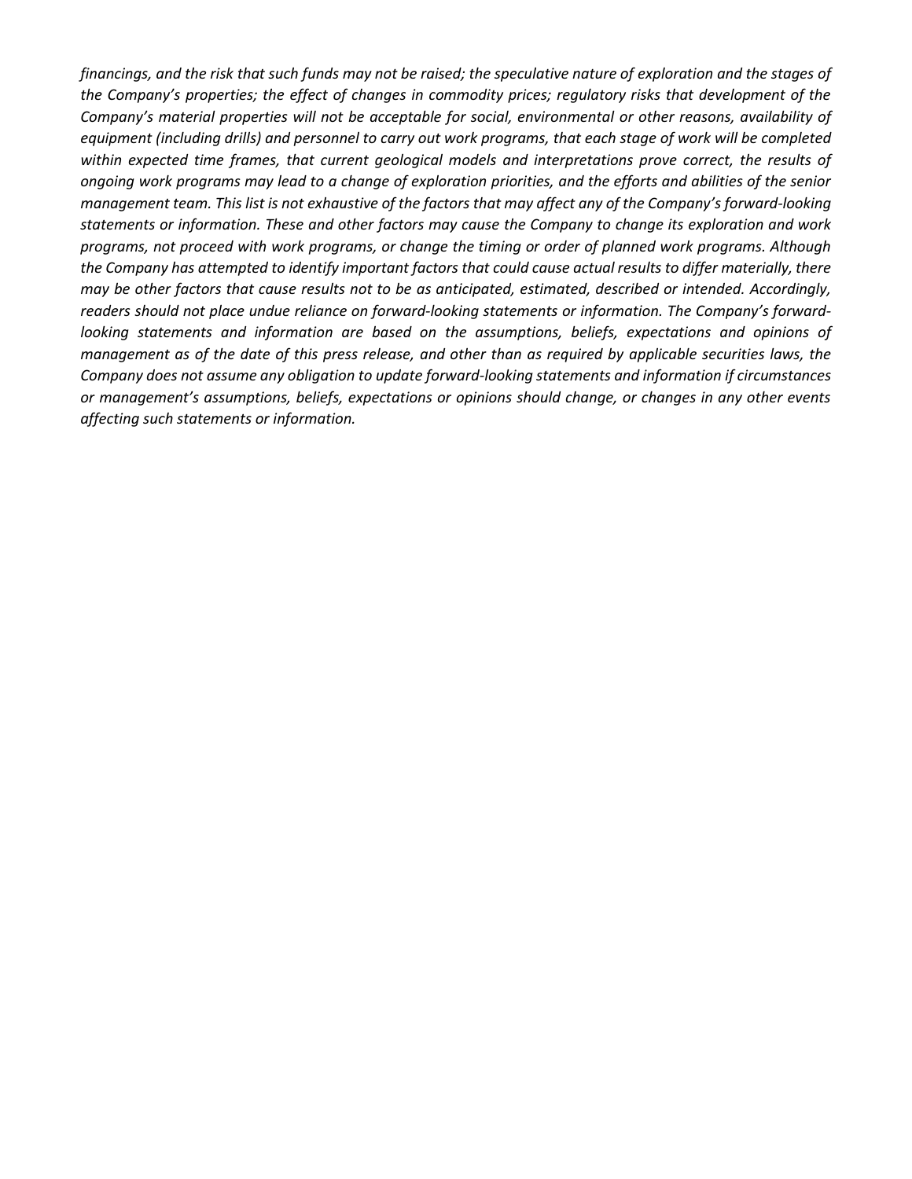*financings, and the risk that such funds may not be raised; the speculative nature of exploration and the stages of the Company's properties; the effect of changes in commodity prices; regulatory risks that development of the Company's material properties will not be acceptable for social, environmental or other reasons, availability of equipment (including drills) and personnel to carry out work programs, that each stage of work will be completed within expected time frames, that current geological models and interpretations prove correct, the results of ongoing work programs may lead to a change of exploration priorities, and the efforts and abilities of the senior management team. This list is not exhaustive of the factors that may affect any of the Company's forward-looking statements or information. These and other factors may cause the Company to change its exploration and work programs, not proceed with work programs, or change the timing or order of planned work programs. Although the Company has attempted to identify important factors that could cause actual results to differ materially, there may be other factors that cause results not to be as anticipated, estimated, described or intended. Accordingly, readers should not place undue reliance on forward-looking statements or information. The Company's forward-looking statements and information are based on the assumptions, beliefs, expectations and opinions of management as of the date of this press release, and other than as required by applicable securities laws, the Company does not assume any obligation to update forward-looking statements and information if circumstances or management's assumptions, beliefs, expectations or opinions should change, or changes in any other events affecting such statements or information.*